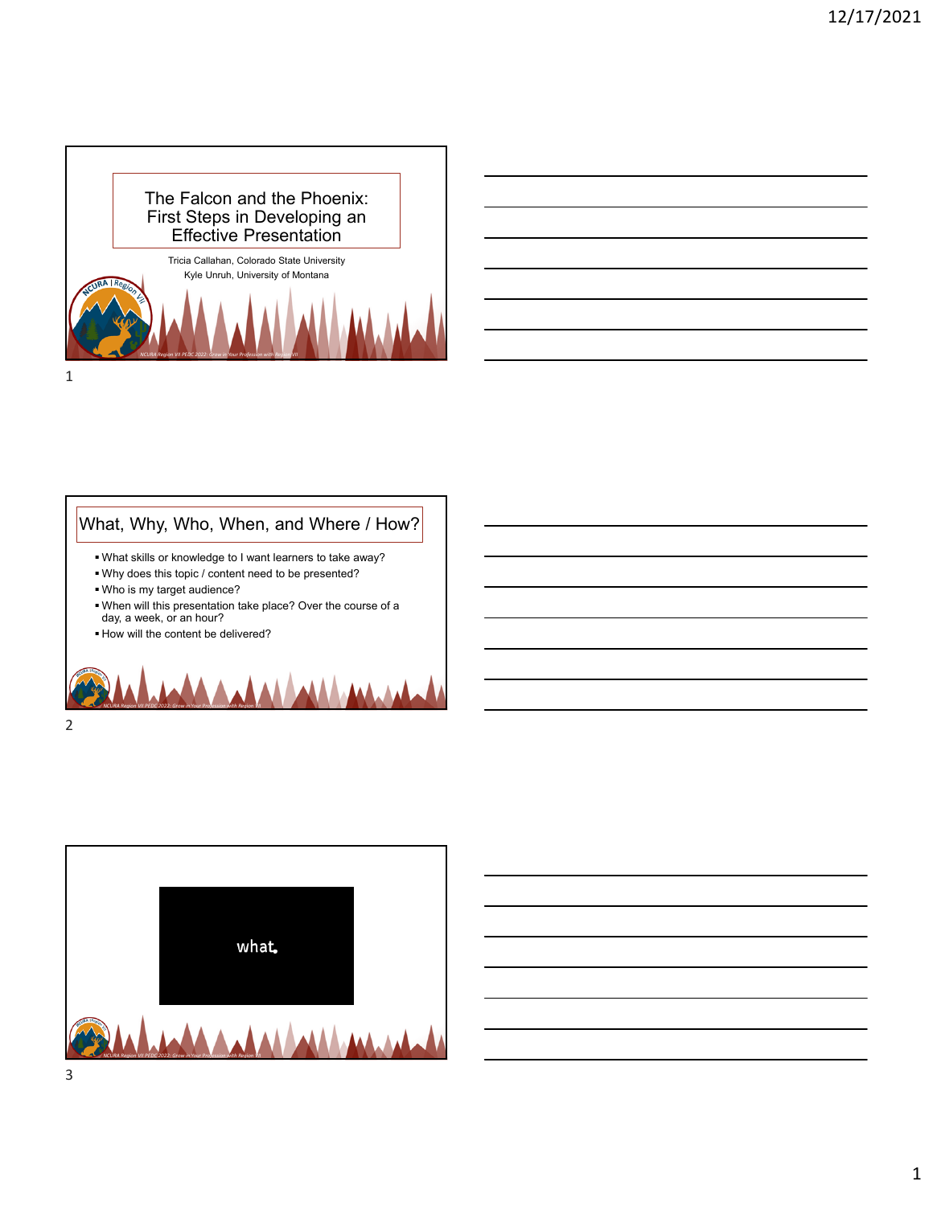# The Falcon and the Phoenix: First Steps in Developing an Effective Presentation

Tricia Callahan, Colorado State University
Kyle Unruh, University of Montana

NCURA Region VII PEDC 2022: Grow in Your Profession with Region VII

## What, Why, Who, When, and Where / How?

- What skills or knowledge to I want learners to take away?
- Why does this topic / content need to be presented?
- Who is my target audience?
- When will this presentation take place? Over the course of a day, a week, or an hour?
- How will the content be delivered?

NCURA Region VII PEDC 2022: Grow in Your Profession with Region VII

what.

NCURA Region VII PEDC 2022: Grow in Your Profession with Region VII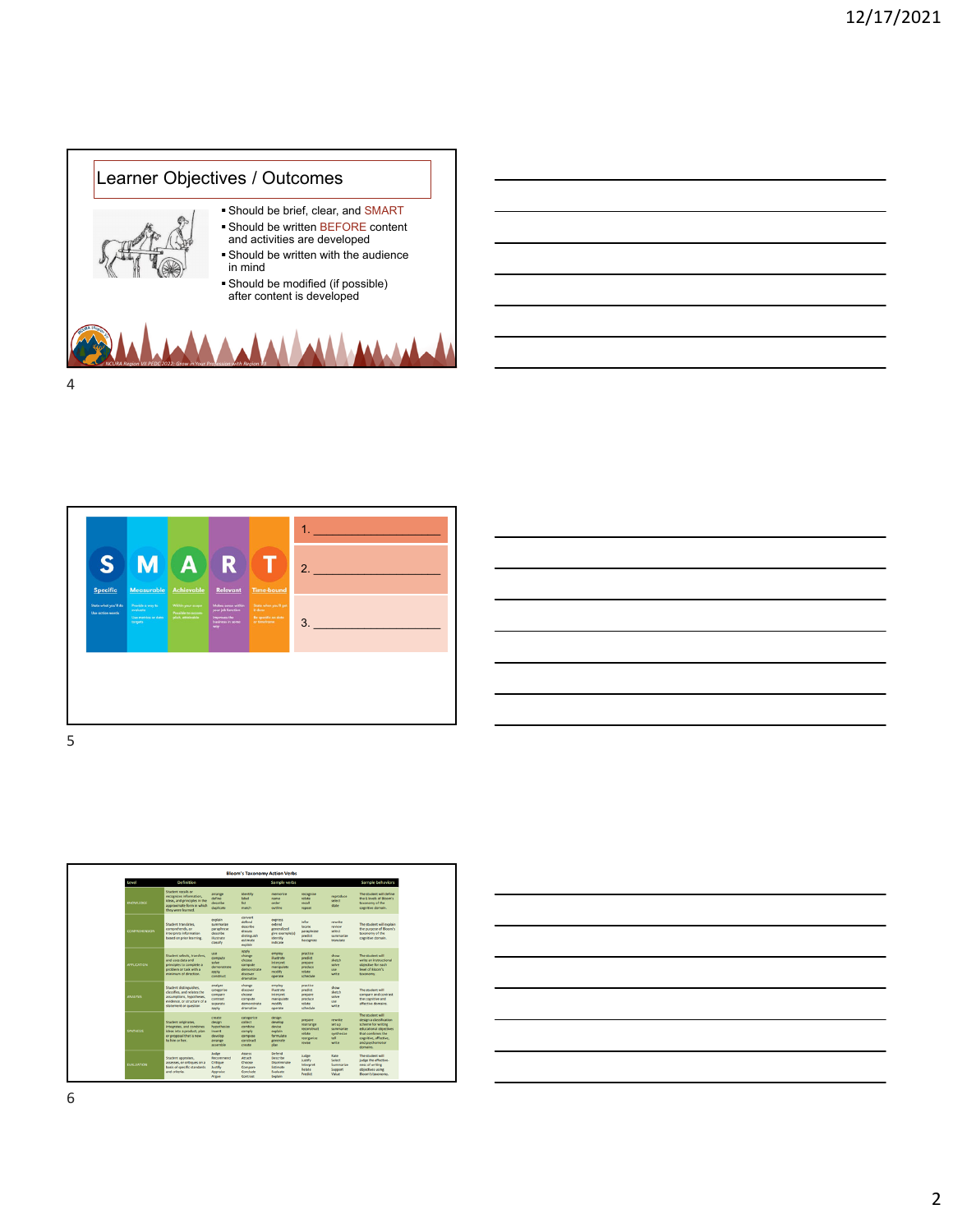## Learner Objectives / Outcomes

- Should be brief, clear, and SMART
- Should be written BEFORE content and activities are developed
- Should be written with the audience in mind
- Should be modified (if possible) after content is developed

NCURA Region VII PEDC 2022: Grow in Your Profession with Region VII

| S | M | A | R | T |
|---|---|---|---|---|
| Specific | Measurable | Achievable | Relevant | Time-bound |

1. ____________________
2. ____________________
3. ____________________

### Bloom's Taxonomy Action Verbs

| Level | Definition | Sample verbs | | | | | Sample behaviors |
|---|---|---|---|---|---|---|---|
| KNOWLEDGE | Student recalls or recognizes information, ideas, and principles in the approximate form in which they were learned. | arrange define describe duplicate | identify label list match | memorize name order outline | recognize relate recall repeat | reproduce select state | The student will define the 6 levels of Bloom's taxonomy of the cognitive domain. |
| COMPREHENSION | Student translates, comprehends, or interprets information based on prior learning. | explain summarize paraphrase describe illustrate classify | convert defend describe discuss distinguish estimate explain | express extend generalized give example(s) identify indicate | infer locate paraphrase predict recognize | rewrite review select summarize translate | The student will explain the purpose of Bloom's taxonomy of the cognitive domain. |
| APPLICATION | Student selects, transfers, and uses data and principles to complete a problem or task with a minimum of direction. | use compute solve demonstrate apply construct | apply change choose compute demonstrate discover dramatize | employ illustrate interpret manipulate modify operate | practice predict prepare produce relate schedule | show sketch solve use write | The student will write an instructional objective for each level of Bloom's taxonomy. |
| ANALYSIS | Student distinguishes, classifies, and relates the assumptions, hypotheses, evidence, or structure of a statement or question. | analyze categorize compare contrast separate apply | change discover choose compute demonstrate dramatize | employ illustrate interpret manipulate modify operate | practice predict prepare produce relate schedule | show sketch solve use write | The student will compare and contrast the cognitive and affective domains. |
| SYNTHESIS | Student originates, integrates, and combines ideas into a product, plan or proposal that is new to him or her. | create design hypothesize invent develop arrange assemble | categorize collect combine comply compose construct create | design develop devise explain formulate generate plan | prepare rearrange reconstruct relate reorganize revise | rewrite set up summarize synthesize tell write | The student will design a classification scheme for writing educational objectives that combines the cognitive, affective, and psychomotor domains. |
| EVALUATION | Student appraises, assesses, or critiques on a basis of specific standards and criteria. | Judge Recommend Critique Justify Appraise Argue | Assess Attach Choose Compare Conclude Contrast | Defend Describe Discriminate Estimate Evaluate Explain | Judge Justify Interpret Relate Predict | Rate Select Summarize Support Value | The student will judge the effectiveness of writing objectives using Bloom's taxonomy. |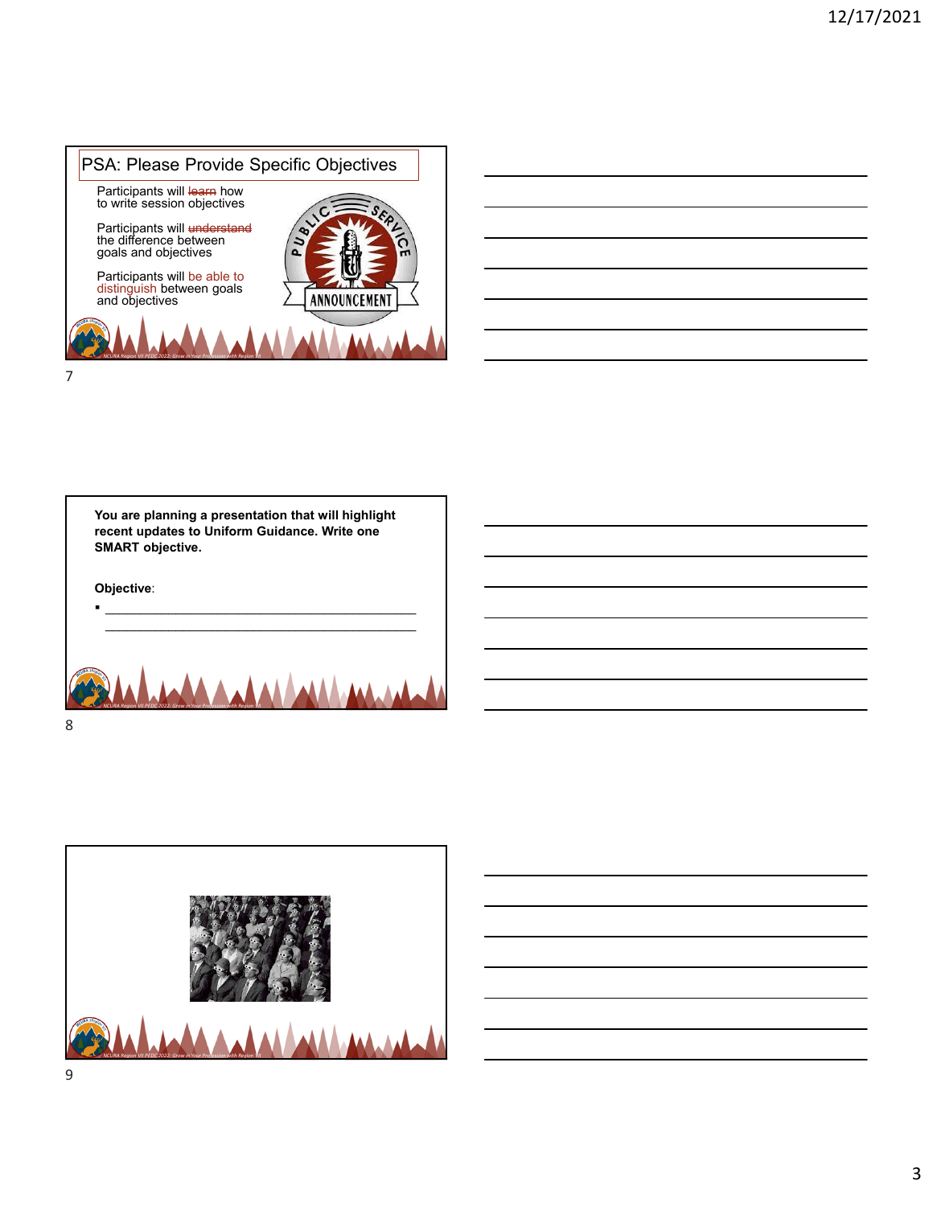## PSA: Please Provide Specific Objectives

Participants will ~~learn~~ how to write session objectives

Participants will ~~understand~~ the difference between goals and objectives

Participants will be able to distinguish between goals and objectives

NCURA Region VII PEDC 2022: Grow in Your Profession with Region VII

---

**You are planning a presentation that will highlight recent updates to Uniform Guidance. Write one SMART objective.**

**Objective**:

- ____________________________________________
  ____________________________________________

NCURA Region VII PEDC 2022: Grow in Your Profession with Region VII

---

NCURA Region VII PEDC 2022: Grow in Your Profession with Region VII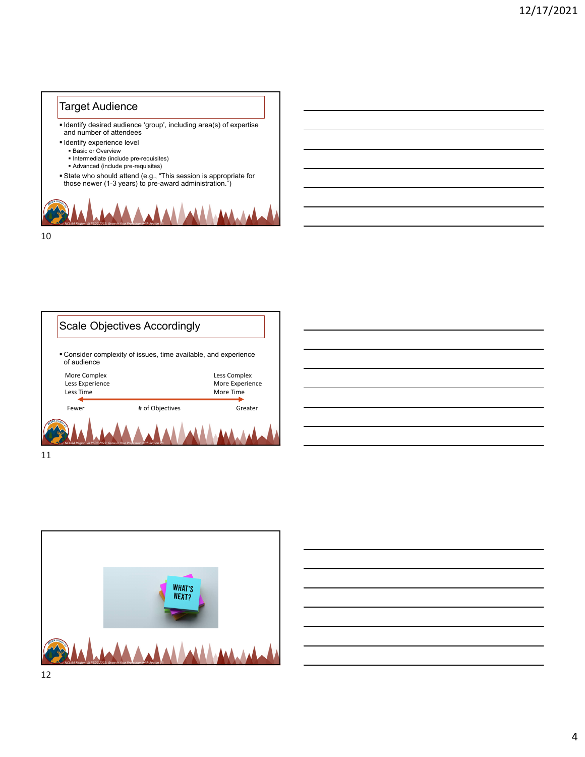## Target Audience

- Identify desired audience 'group', including area(s) of expertise and number of attendees
- Identify experience level
  - Basic or Overview
  - Intermediate (include pre-requisites)
  - Advanced (include pre-requisites)
- State who should attend (e.g., "This session is appropriate for those newer (1-3 years) to pre-award administration.")

NCURA Region VII PEDC 2022: Grow in Your Profession with Region VII

## Scale Objectives Accordingly

- Consider complexity of issues, time available, and experience of audience

More Complex
Less Experience
Less Time

Less Complex
More Experience
More Time

Fewer ← # of Objectives → Greater

NCURA Region VII PEDC 2022: Grow in Your Profession with Region VII

WHAT'S NEXT?

NCURA Region VII PEDC 2022: Grow in Your Profession with Region VII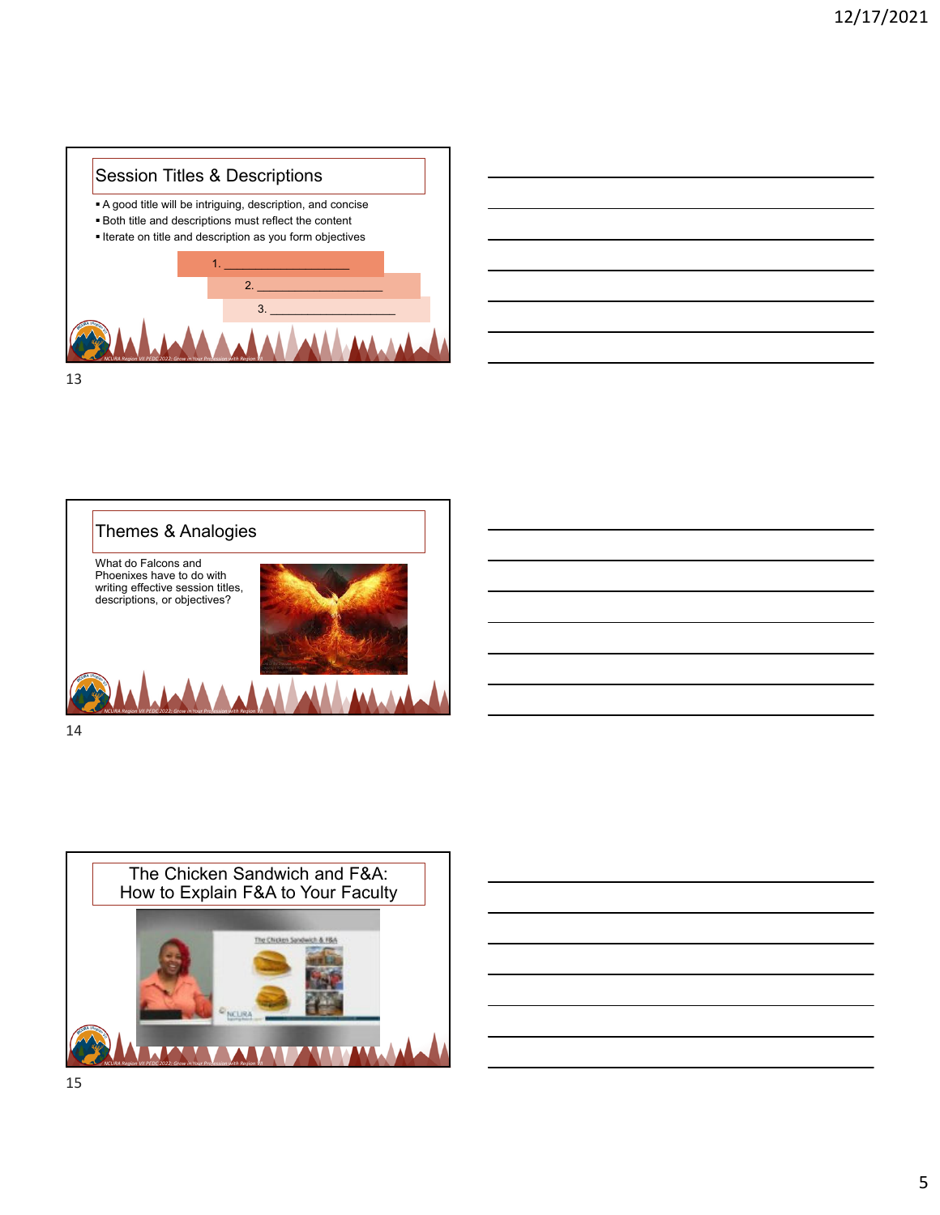## Session Titles & Descriptions

- A good title will be intriguing, description, and concise
- Both title and descriptions must reflect the content
- Iterate on title and description as you form objectives

1. ____________________
2. ____________________
3. ____________________

NCURA Region VII PEDC 2022: Grow in Your Profession with Region 7

## Themes & Analogies

What do Falcons and Phoenixes have to do with writing effective session titles, descriptions, or objectives?

NCURA Region VII PEDC 2022: Grow in Your Profession with Region 7

## The Chicken Sandwich and F&A: How to Explain F&A to Your Faculty

The Chicken Sandwich & F&A

NCURA Region VII PEDC 2022: Grow in Your Profession with Region 7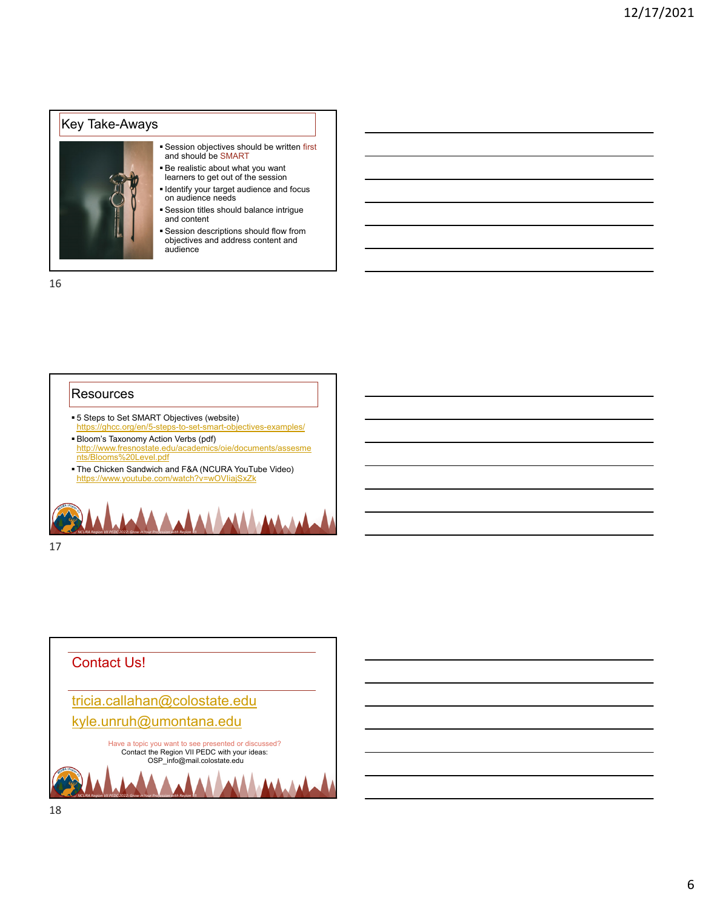## Key Take-Aways

- Session objectives should be written first and should be SMART
- Be realistic about what you want learners to get out of the session
- Identify your target audience and focus on audience needs
- Session titles should balance intrigue and content
- Session descriptions should flow from objectives and address content and audience

## Resources

- 5 Steps to Set SMART Objectives (website)
  https://ghcc.org/en/5-steps-to-set-smart-objectives-examples/
- Bloom's Taxonomy Action Verbs (pdf)
  http://www.fresnostate.edu/academics/oie/documents/assesments/Blooms%20Level.pdf
- The Chicken Sandwich and F&A (NCURA YouTube Video)
  https://www.youtube.com/watch?v=wOVliajSxZk

NCURA Region VII PEDC 2022: Grow in Your Profession with Region VII

## Contact Us!

tricia.callahan@colostate.edu

kyle.unruh@umontana.edu

Have a topic you want to see presented or discussed?
Contact the Region VII PEDC with your ideas:
OSP_info@mail.colostate.edu

NCURA Region VII PEDC 2022: Grow in Your Profession with Region VII